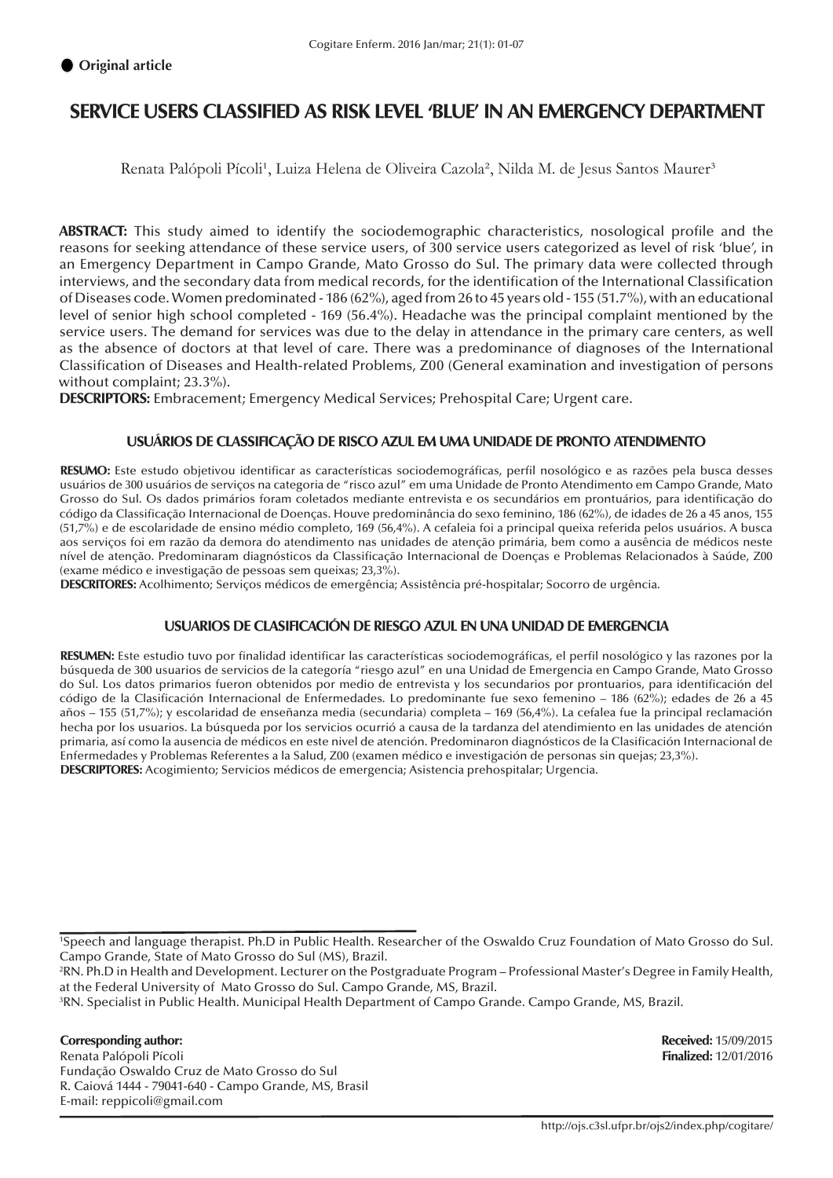● **Original article**

# SERVICE USERS CLASSIFIED AS RISK LEVEL 'BLUE' IN AN EMERGENCY DEPARTMENT

Renata Palópoli Pícoli[1], Luiza Helena de Oliveira Cazola[2], Nilda M. de Jesus Santos Maurer[3]

**ABSTRACT:** This study aimed to identify the sociodemographic characteristics, nosological profile and the reasons for seeking attendance of these service users, of 300 service users categorized as level of risk 'blue', in an Emergency Department in Campo Grande, Mato Grosso do Sul. The primary data were collected through interviews, and the secondary data from medical records, for the identification of the International Classification of Diseases code. Women predominated - 186 (62%), aged from 26 to 45 years old - 155 (51.7%), with an educational level of senior high school completed - 169 (56.4%). Headache was the principal complaint mentioned by the service users. The demand for services was due to the delay in attendance in the primary care centers, as well as the absence of doctors at that level of care. There was a predominance of diagnoses of the International Classification of Diseases and Health-related Problems, Z00 (General examination and investigation of persons without complaint; 23.3%).
**DESCRIPTORS:** Embracement; Emergency Medical Services; Prehospital Care; Urgent care.

## USUÁRIOS DE CLASSIFICAÇÃO DE RISCO AZUL EM UMA UNIDADE DE PRONTO ATENDIMENTO

**RESUMO:** Este estudo objetivou identificar as características sociodemográficas, perfil nosológico e as razões pela busca desses usuários de 300 usuários de serviços na categoria de "risco azul" em uma Unidade de Pronto Atendimento em Campo Grande, Mato Grosso do Sul. Os dados primários foram coletados mediante entrevista e os secundários em prontuários, para identificação do código da Classificação Internacional de Doenças. Houve predominância do sexo feminino, 186 (62%), de idades de 26 a 45 anos, 155 (51,7%) e de escolaridade de ensino médio completo, 169 (56,4%). A cefaleia foi a principal queixa referida pelos usuários. A busca aos serviços foi em razão da demora do atendimento nas unidades de atenção primária, bem como a ausência de médicos neste nível de atenção. Predominaram diagnósticos da Classificação Internacional de Doenças e Problemas Relacionados à Saúde, Z00 (exame médico e investigação de pessoas sem queixas; 23,3%).
**DESCRITORES:** Acolhimento; Serviços médicos de emergência; Assistência pré-hospitalar; Socorro de urgência.

## USUARIOS DE CLASIFICACIÓN DE RIESGO AZUL EN UNA UNIDAD DE EMERGENCIA

**RESUMEN:** Este estudio tuvo por finalidad identificar las características sociodemográficas, el perfil nosológico y las razones por la búsqueda de 300 usuarios de servicios de la categoría "riesgo azul" en una Unidad de Emergencia en Campo Grande, Mato Grosso do Sul. Los datos primarios fueron obtenidos por medio de entrevista y los secundarios por prontuarios, para identificación del código de la Clasificación Internacional de Enfermedades. Lo predominante fue sexo femenino – 186 (62%); edades de 26 a 45 años – 155 (51,7%); y escolaridad de enseñanza media (secundaria) completa – 169 (56,4%). La cefalea fue la principal reclamación hecha por los usuarios. La búsqueda por los servicios ocurrió a causa de la tardanza del atendimiento en las unidades de atención primaria, así como la ausencia de médicos en este nivel de atención. Predominaron diagnósticos de la Clasificación Internacional de Enfermedades y Problemas Referentes a la Salud, Z00 (examen médico e investigación de personas sin quejas; 23,3%).
**DESCRIPTORES:** Acogimiento; Servicios médicos de emergencia; Asistencia prehospitalar; Urgencia.

---

[1]Speech and language therapist. Ph.D in Public Health. Researcher of the Oswaldo Cruz Foundation of Mato Grosso do Sul. Campo Grande, State of Mato Grosso do Sul (MS), Brazil.
[2]RN. Ph.D in Health and Development. Lecturer on the Postgraduate Program – Professional Master's Degree in Family Health, at the Federal University of Mato Grosso do Sul. Campo Grande, MS, Brazil.
[3]RN. Specialist in Public Health. Municipal Health Department of Campo Grande. Campo Grande, MS, Brazil.

**Corresponding author:**
Renata Palópoli Pícoli
Fundação Oswaldo Cruz de Mato Grosso do Sul
R. Caiová 1444 - 79041-640 - Campo Grande, MS, Brasil
E-mail: reppicoli@gmail.com

**Received:** 15/09/2015
**Finalized:** 12/01/2016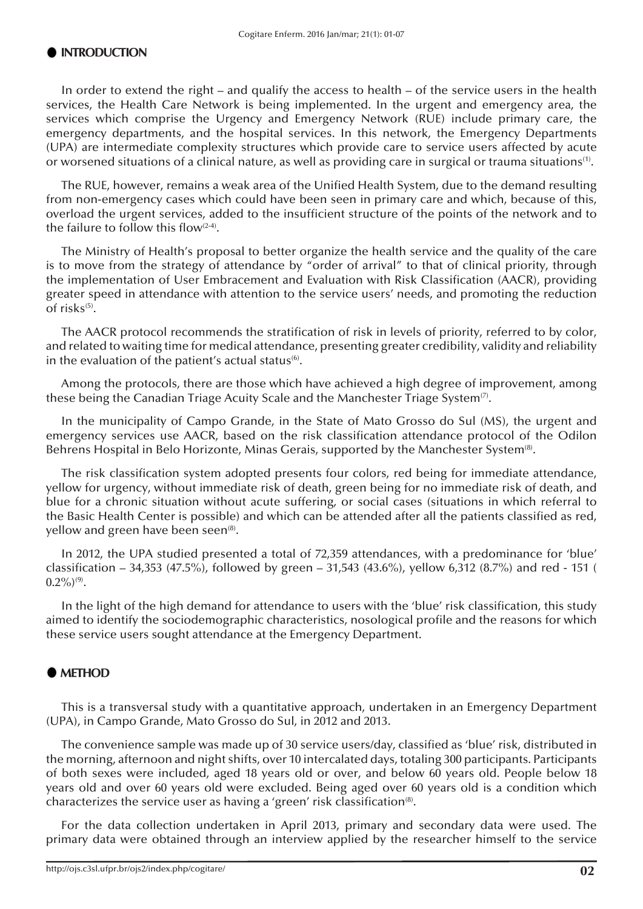## INTRODUCTION

In order to extend the right – and qualify the access to health – of the service users in the health services, the Health Care Network is being implemented. In the urgent and emergency area, the services which comprise the Urgency and Emergency Network (RUE) include primary care, the emergency departments, and the hospital services. In this network, the Emergency Departments (UPA) are intermediate complexity structures which provide care to service users affected by acute or worsened situations of a clinical nature, as well as providing care in surgical or trauma situations[1].

The RUE, however, remains a weak area of the Unified Health System, due to the demand resulting from non-emergency cases which could have been seen in primary care and which, because of this, overload the urgent services, added to the insufficient structure of the points of the network and to the failure to follow this flow[2-4].

The Ministry of Health's proposal to better organize the health service and the quality of the care is to move from the strategy of attendance by "order of arrival" to that of clinical priority, through the implementation of User Embracement and Evaluation with Risk Classification (AACR), providing greater speed in attendance with attention to the service users' needs, and promoting the reduction of risks[5].

The AACR protocol recommends the stratification of risk in levels of priority, referred to by color, and related to waiting time for medical attendance, presenting greater credibility, validity and reliability in the evaluation of the patient's actual status[6].

Among the protocols, there are those which have achieved a high degree of improvement, among these being the Canadian Triage Acuity Scale and the Manchester Triage System[7].

In the municipality of Campo Grande, in the State of Mato Grosso do Sul (MS), the urgent and emergency services use AACR, based on the risk classification attendance protocol of the Odilon Behrens Hospital in Belo Horizonte, Minas Gerais, supported by the Manchester System[8].

The risk classification system adopted presents four colors, red being for immediate attendance, yellow for urgency, without immediate risk of death, green being for no immediate risk of death, and blue for a chronic situation without acute suffering, or social cases (situations in which referral to the Basic Health Center is possible) and which can be attended after all the patients classified as red, yellow and green have been seen[8].

In 2012, the UPA studied presented a total of 72,359 attendances, with a predominance for 'blue' classification – 34,353 (47.5%), followed by green – 31,543 (43.6%), yellow 6,312 (8.7%) and red - 151 ( 0.2%)[9].

In the light of the high demand for attendance to users with the 'blue' risk classification, this study aimed to identify the sociodemographic characteristics, nosological profile and the reasons for which these service users sought attendance at the Emergency Department.

## METHOD

This is a transversal study with a quantitative approach, undertaken in an Emergency Department (UPA), in Campo Grande, Mato Grosso do Sul, in 2012 and 2013.

The convenience sample was made up of 30 service users/day, classified as 'blue' risk, distributed in the morning, afternoon and night shifts, over 10 intercalated days, totaling 300 participants. Participants of both sexes were included, aged 18 years old or over, and below 60 years old. People below 18 years old and over 60 years old were excluded. Being aged over 60 years old is a condition which characterizes the service user as having a 'green' risk classification[8].

For the data collection undertaken in April 2013, primary and secondary data were used. The primary data were obtained through an interview applied by the researcher himself to the service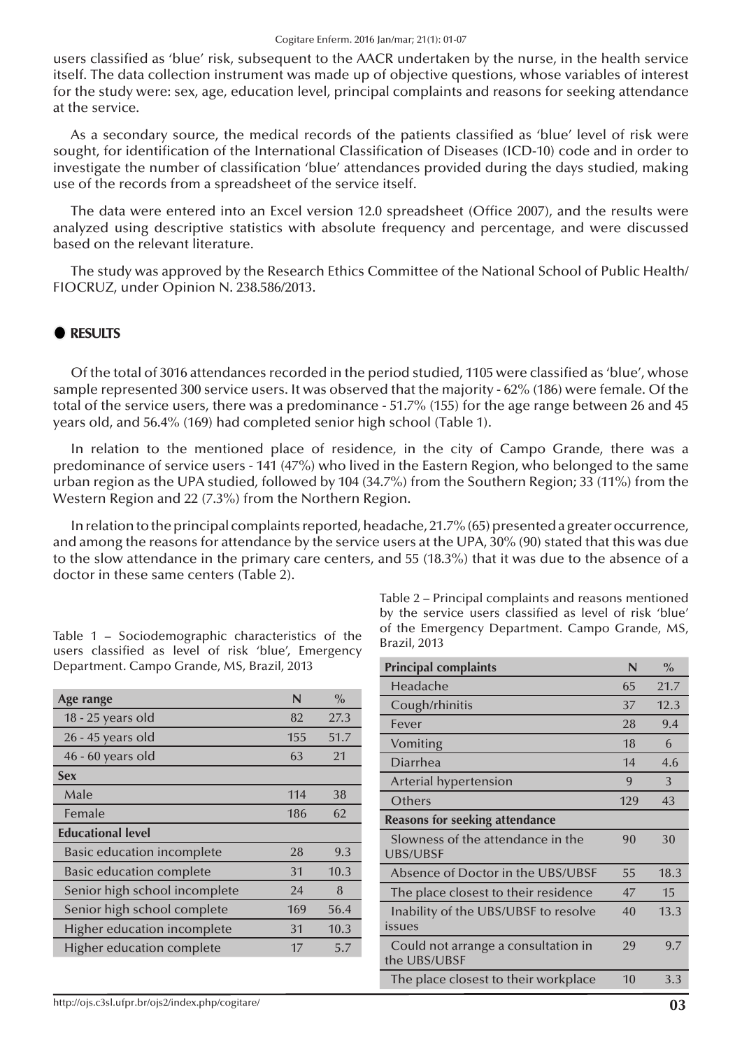users classified as 'blue' risk, subsequent to the AACR undertaken by the nurse, in the health service itself. The data collection instrument was made up of objective questions, whose variables of interest for the study were: sex, age, education level, principal complaints and reasons for seeking attendance at the service.

As a secondary source, the medical records of the patients classified as 'blue' level of risk were sought, for identification of the International Classification of Diseases (ICD-10) code and in order to investigate the number of classification 'blue' attendances provided during the days studied, making use of the records from a spreadsheet of the service itself.

The data were entered into an Excel version 12.0 spreadsheet (Office 2007), and the results were analyzed using descriptive statistics with absolute frequency and percentage, and were discussed based on the relevant literature.

The study was approved by the Research Ethics Committee of the National School of Public Health/ FIOCRUZ, under Opinion N. 238.586/2013.

## RESULTS

Of the total of 3016 attendances recorded in the period studied, 1105 were classified as 'blue', whose sample represented 300 service users. It was observed that the majority - 62% (186) were female. Of the total of the service users, there was a predominance - 51.7% (155) for the age range between 26 and 45 years old, and 56.4% (169) had completed senior high school (Table 1).

In relation to the mentioned place of residence, in the city of Campo Grande, there was a predominance of service users - 141 (47%) who lived in the Eastern Region, who belonged to the same urban region as the UPA studied, followed by 104 (34.7%) from the Southern Region; 33 (11%) from the Western Region and 22 (7.3%) from the Northern Region.

In relation to the principal complaints reported, headache, 21.7% (65) presented a greater occurrence, and among the reasons for attendance by the service users at the UPA, 30% (90) stated that this was due to the slow attendance in the primary care centers, and 55 (18.3%) that it was due to the absence of a doctor in these same centers (Table 2).

Table 1 – Sociodemographic characteristics of the users classified as level of risk 'blue', Emergency Department. Campo Grande, MS, Brazil, 2013

| Age range | N | % |
|---|---|---|
| 18 - 25 years old | 82 | 27.3 |
| 26 - 45 years old | 155 | 51.7 |
| 46 - 60 years old | 63 | 21 |
| **Sex** | | |
| Male | 114 | 38 |
| Female | 186 | 62 |
| **Educational level** | | |
| Basic education incomplete | 28 | 9.3 |
| Basic education complete | 31 | 10.3 |
| Senior high school incomplete | 24 | 8 |
| Senior high school complete | 169 | 56.4 |
| Higher education incomplete | 31 | 10.3 |
| Higher education complete | 17 | 5.7 |

Table 2 – Principal complaints and reasons mentioned by the service users classified as level of risk 'blue' of the Emergency Department. Campo Grande, MS, Brazil, 2013

| Principal complaints | N | % |
|---|---|---|
| Headache | 65 | 21.7 |
| Cough/rhinitis | 37 | 12.3 |
| Fever | 28 | 9.4 |
| Vomiting | 18 | 6 |
| Diarrhea | 14 | 4.6 |
| Arterial hypertension | 9 | 3 |
| Others | 129 | 43 |
| **Reasons for seeking attendance** | | |
| Slowness of the attendance in the UBS/UBSF | 90 | 30 |
| Absence of Doctor in the UBS/UBSF | 55 | 18.3 |
| The place closest to their residence | 47 | 15 |
| Inability of the UBS/UBSF to resolve issues | 40 | 13.3 |
| Could not arrange a consultation in the UBS/UBSF | 29 | 9.7 |
| The place closest to their workplace | 10 | 3.3 |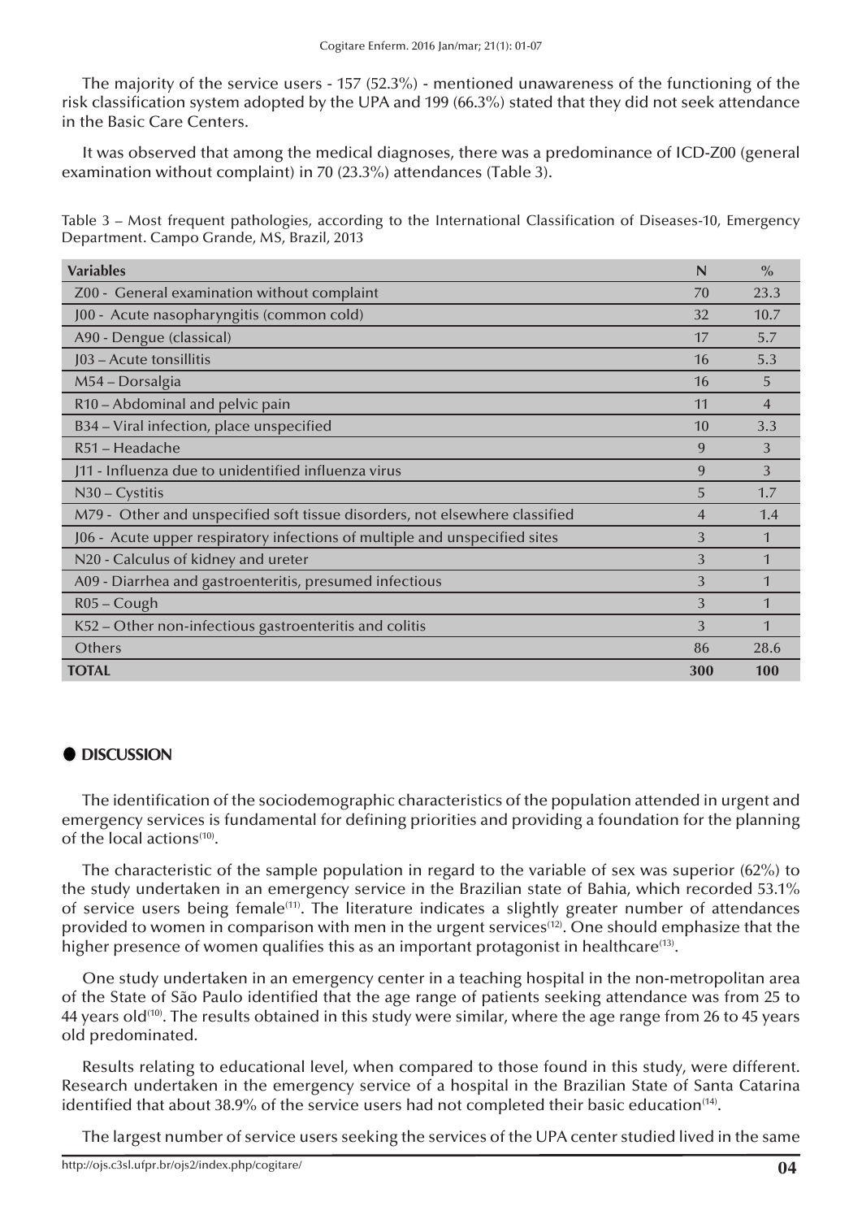The majority of the service users - 157 (52.3%) - mentioned unawareness of the functioning of the risk classification system adopted by the UPA and 199 (66.3%) stated that they did not seek attendance in the Basic Care Centers.

It was observed that among the medical diagnoses, there was a predominance of ICD-Z00 (general examination without complaint) in 70 (23.3%) attendances (Table 3).

Table 3 – Most frequent pathologies, according to the International Classification of Diseases-10, Emergency Department. Campo Grande, MS, Brazil, 2013

| Variables | N | % |
|---|---|---|
| Z00 - General examination without complaint | 70 | 23.3 |
| J00 - Acute nasopharyngitis (common cold) | 32 | 10.7 |
| A90 - Dengue (classical) | 17 | 5.7 |
| J03 – Acute tonsillitis | 16 | 5.3 |
| M54 – Dorsalgia | 16 | 5 |
| R10 – Abdominal and pelvic pain | 11 | 4 |
| B34 – Viral infection, place unspecified | 10 | 3.3 |
| R51 – Headache | 9 | 3 |
| J11 - Influenza due to unidentified influenza virus | 9 | 3 |
| N30 – Cystitis | 5 | 1.7 |
| M79 - Other and unspecified soft tissue disorders, not elsewhere classified | 4 | 1.4 |
| J06 - Acute upper respiratory infections of multiple and unspecified sites | 3 | 1 |
| N20 - Calculus of kidney and ureter | 3 | 1 |
| A09 - Diarrhea and gastroenteritis, presumed infectious | 3 | 1 |
| R05 – Cough | 3 | 1 |
| K52 – Other non-infectious gastroenteritis and colitis | 3 | 1 |
| Others | 86 | 28.6 |
| **TOTAL** | **300** | **100** |

## DISCUSSION

The identification of the sociodemographic characteristics of the population attended in urgent and emergency services is fundamental for defining priorities and providing a foundation for the planning of the local actions[10].

The characteristic of the sample population in regard to the variable of sex was superior (62%) to the study undertaken in an emergency service in the Brazilian state of Bahia, which recorded 53.1% of service users being female[11]. The literature indicates a slightly greater number of attendances provided to women in comparison with men in the urgent services[12]. One should emphasize that the higher presence of women qualifies this as an important protagonist in healthcare[13].

One study undertaken in an emergency center in a teaching hospital in the non-metropolitan area of the State of São Paulo identified that the age range of patients seeking attendance was from 25 to 44 years old[10]. The results obtained in this study were similar, where the age range from 26 to 45 years old predominated.

Results relating to educational level, when compared to those found in this study, were different. Research undertaken in the emergency service of a hospital in the Brazilian State of Santa Catarina identified that about 38.9% of the service users had not completed their basic education[14].

The largest number of service users seeking the services of the UPA center studied lived in the same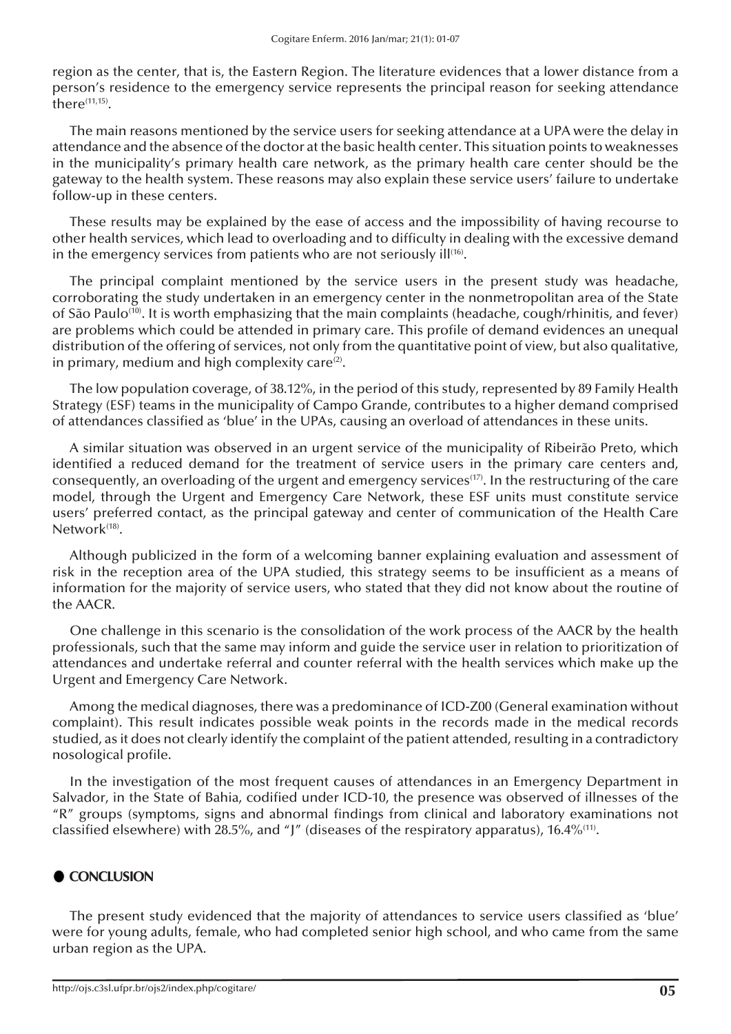region as the center, that is, the Eastern Region. The literature evidences that a lower distance from a person's residence to the emergency service represents the principal reason for seeking attendance there[11,15].

The main reasons mentioned by the service users for seeking attendance at a UPA were the delay in attendance and the absence of the doctor at the basic health center. This situation points to weaknesses in the municipality's primary health care network, as the primary health care center should be the gateway to the health system. These reasons may also explain these service users' failure to undertake follow-up in these centers.

These results may be explained by the ease of access and the impossibility of having recourse to other health services, which lead to overloading and to difficulty in dealing with the excessive demand in the emergency services from patients who are not seriously ill[16].

The principal complaint mentioned by the service users in the present study was headache, corroborating the study undertaken in an emergency center in the nonmetropolitan area of the State of São Paulo[10]. It is worth emphasizing that the main complaints (headache, cough/rhinitis, and fever) are problems which could be attended in primary care. This profile of demand evidences an unequal distribution of the offering of services, not only from the quantitative point of view, but also qualitative, in primary, medium and high complexity care[2].

The low population coverage, of 38.12%, in the period of this study, represented by 89 Family Health Strategy (ESF) teams in the municipality of Campo Grande, contributes to a higher demand comprised of attendances classified as 'blue' in the UPAs, causing an overload of attendances in these units.

A similar situation was observed in an urgent service of the municipality of Ribeirão Preto, which identified a reduced demand for the treatment of service users in the primary care centers and, consequently, an overloading of the urgent and emergency services[17]. In the restructuring of the care model, through the Urgent and Emergency Care Network, these ESF units must constitute service users' preferred contact, as the principal gateway and center of communication of the Health Care Network[18].

Although publicized in the form of a welcoming banner explaining evaluation and assessment of risk in the reception area of the UPA studied, this strategy seems to be insufficient as a means of information for the majority of service users, who stated that they did not know about the routine of the AACR.

One challenge in this scenario is the consolidation of the work process of the AACR by the health professionals, such that the same may inform and guide the service user in relation to prioritization of attendances and undertake referral and counter referral with the health services which make up the Urgent and Emergency Care Network.

Among the medical diagnoses, there was a predominance of ICD-Z00 (General examination without complaint). This result indicates possible weak points in the records made in the medical records studied, as it does not clearly identify the complaint of the patient attended, resulting in a contradictory nosological profile.

In the investigation of the most frequent causes of attendances in an Emergency Department in Salvador, in the State of Bahia, codified under ICD-10, the presence was observed of illnesses of the "R" groups (symptoms, signs and abnormal findings from clinical and laboratory examinations not classified elsewhere) with 28.5%, and "J" (diseases of the respiratory apparatus), 16.4%[11].

## CONCLUSION

The present study evidenced that the majority of attendances to service users classified as 'blue' were for young adults, female, who had completed senior high school, and who came from the same urban region as the UPA.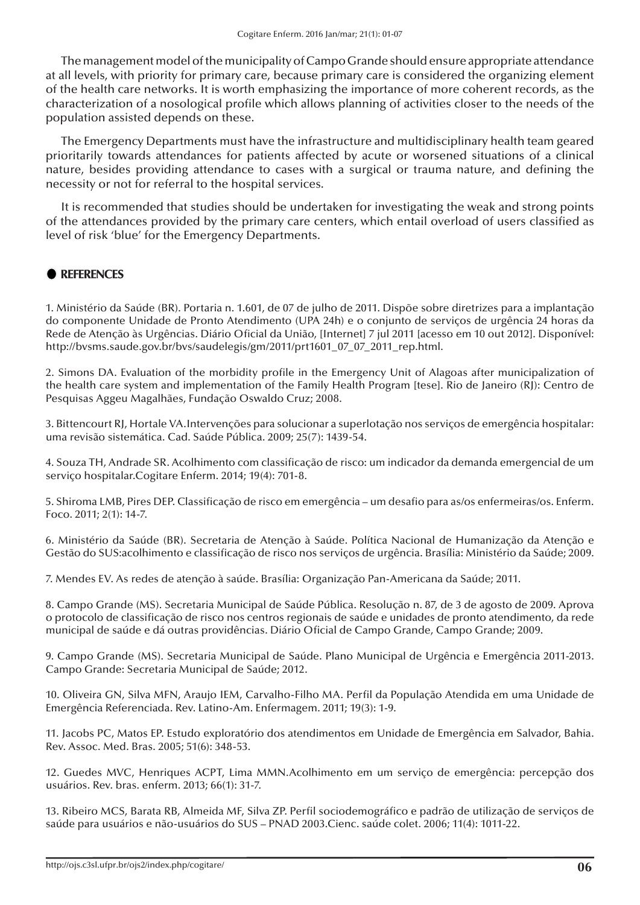The management model of the municipality of Campo Grande should ensure appropriate attendance at all levels, with priority for primary care, because primary care is considered the organizing element of the health care networks. It is worth emphasizing the importance of more coherent records, as the characterization of a nosological profile which allows planning of activities closer to the needs of the population assisted depends on these.

The Emergency Departments must have the infrastructure and multidisciplinary health team geared prioritarily towards attendances for patients affected by acute or worsened situations of a clinical nature, besides providing attendance to cases with a surgical or trauma nature, and defining the necessity or not for referral to the hospital services.

It is recommended that studies should be undertaken for investigating the weak and strong points of the attendances provided by the primary care centers, which entail overload of users classified as level of risk 'blue' for the Emergency Departments.

## REFERENCES

1. Ministério da Saúde (BR). Portaria n. 1.601, de 07 de julho de 2011. Dispõe sobre diretrizes para a implantação do componente Unidade de Pronto Atendimento (UPA 24h) e o conjunto de serviços de urgência 24 horas da Rede de Atenção às Urgências. Diário Oficial da União, [Internet] 7 jul 2011 [acesso em 10 out 2012]. Disponível: http://bvsms.saude.gov.br/bvs/saudelegis/gm/2011/prt1601_07_07_2011_rep.html.

2. Simons DA. Evaluation of the morbidity profile in the Emergency Unit of Alagoas after municipalization of the health care system and implementation of the Family Health Program [tese]. Rio de Janeiro (RJ): Centro de Pesquisas Aggeu Magalhães, Fundação Oswaldo Cruz; 2008.

3. Bittencourt RJ, Hortale VA.Intervenções para solucionar a superlotação nos serviços de emergência hospitalar: uma revisão sistemática. Cad. Saúde Pública. 2009; 25(7): 1439-54.

4. Souza TH, Andrade SR. Acolhimento com classificação de risco: um indicador da demanda emergencial de um serviço hospitalar.Cogitare Enferm. 2014; 19(4): 701-8.

5. Shiroma LMB, Pires DEP. Classificação de risco em emergência – um desafio para as/os enfermeiras/os. Enferm. Foco. 2011; 2(1): 14-7.

6. Ministério da Saúde (BR). Secretaria de Atenção à Saúde. Política Nacional de Humanização da Atenção e Gestão do SUS:acolhimento e classificação de risco nos serviços de urgência. Brasília: Ministério da Saúde; 2009.

7. Mendes EV. As redes de atenção à saúde. Brasília: Organização Pan-Americana da Saúde; 2011.

8. Campo Grande (MS). Secretaria Municipal de Saúde Pública. Resolução n. 87, de 3 de agosto de 2009. Aprova o protocolo de classificação de risco nos centros regionais de saúde e unidades de pronto atendimento, da rede municipal de saúde e dá outras providências. Diário Oficial de Campo Grande, Campo Grande; 2009.

9. Campo Grande (MS). Secretaria Municipal de Saúde. Plano Municipal de Urgência e Emergência 2011-2013. Campo Grande: Secretaria Municipal de Saúde; 2012.

10. Oliveira GN, Silva MFN, Araujo IEM, Carvalho-Filho MA. Perfil da População Atendida em uma Unidade de Emergência Referenciada. Rev. Latino-Am. Enfermagem. 2011; 19(3): 1-9.

11. Jacobs PC, Matos EP. Estudo exploratório dos atendimentos em Unidade de Emergência em Salvador, Bahia. Rev. Assoc. Med. Bras. 2005; 51(6): 348-53.

12. Guedes MVC, Henriques ACPT, Lima MMN.Acolhimento em um serviço de emergência: percepção dos usuários. Rev. bras. enferm. 2013; 66(1): 31-7.

13. Ribeiro MCS, Barata RB, Almeida MF, Silva ZP. Perfil sociodemográfico e padrão de utilização de serviços de saúde para usuários e não-usuários do SUS – PNAD 2003.Cienc. saúde colet. 2006; 11(4): 1011-22.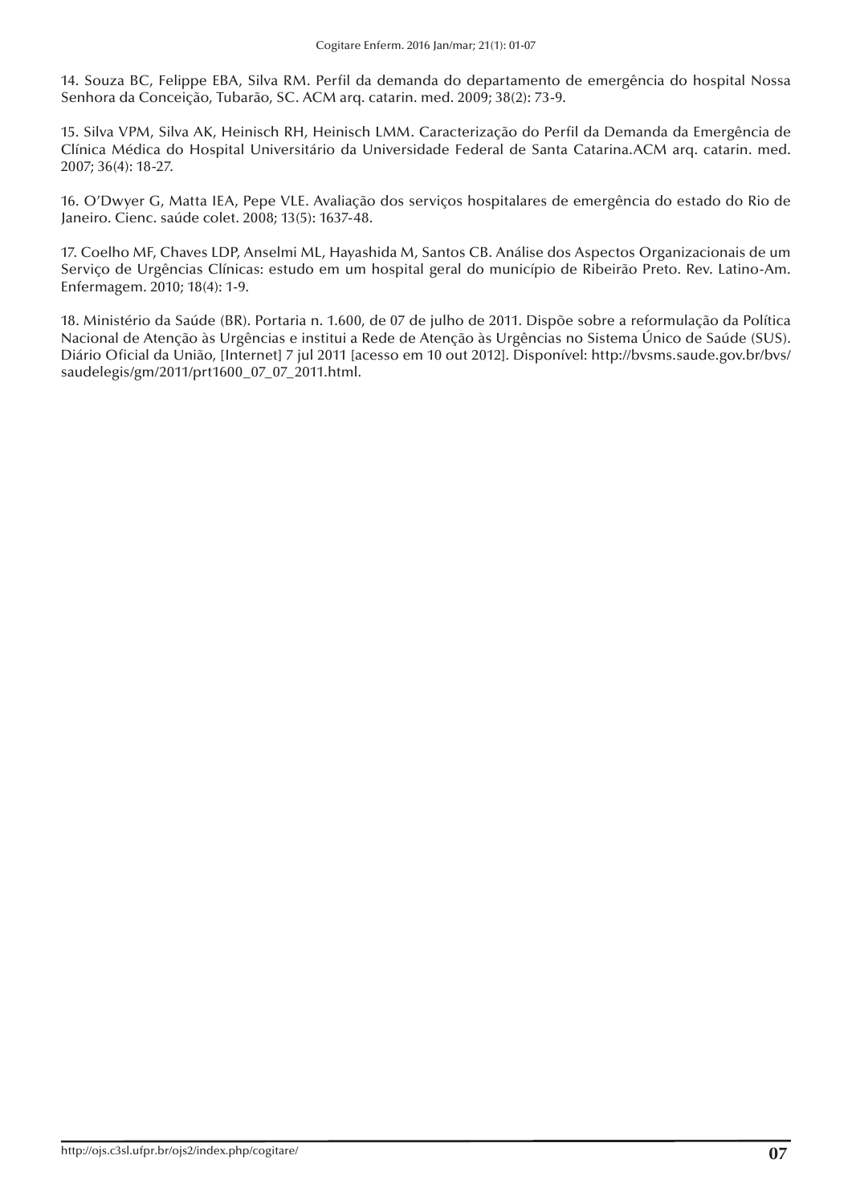14. Souza BC, Felippe EBA, Silva RM. Perfil da demanda do departamento de emergência do hospital Nossa Senhora da Conceição, Tubarão, SC. ACM arq. catarin. med. 2009; 38(2): 73-9.

15. Silva VPM, Silva AK, Heinisch RH, Heinisch LMM. Caracterização do Perfil da Demanda da Emergência de Clínica Médica do Hospital Universitário da Universidade Federal de Santa Catarina.ACM arq. catarin. med. 2007; 36(4): 18-27.

16. O'Dwyer G, Matta IEA, Pepe VLE. Avaliação dos serviços hospitalares de emergência do estado do Rio de Janeiro. Cienc. saúde colet. 2008; 13(5): 1637-48.

17. Coelho MF, Chaves LDP, Anselmi ML, Hayashida M, Santos CB. Análise dos Aspectos Organizacionais de um Serviço de Urgências Clínicas: estudo em um hospital geral do município de Ribeirão Preto. Rev. Latino-Am. Enfermagem. 2010; 18(4): 1-9.

18. Ministério da Saúde (BR). Portaria n. 1.600, de 07 de julho de 2011. Dispõe sobre a reformulação da Política Nacional de Atenção às Urgências e institui a Rede de Atenção às Urgências no Sistema Único de Saúde (SUS). Diário Oficial da União, [Internet] 7 jul 2011 [acesso em 10 out 2012]. Disponível: http://bvsms.saude.gov.br/bvs/saudelegis/gm/2011/prt1600_07_07_2011.html.